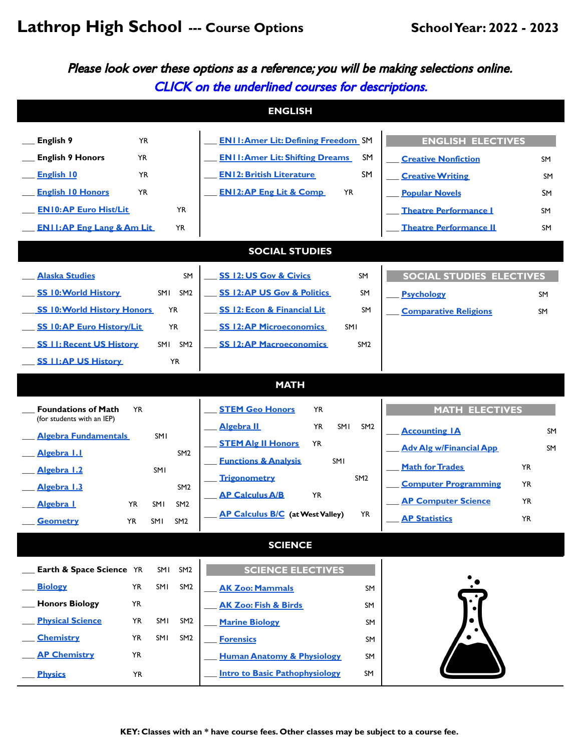# Lathrop High School --- Course Options

**School Year: 2022 - 2023**

*Please look over these options as a reference; you will be making selections online.*

*CLICK on the underlined courses for descriptions.*

## ENGLISH

| Course | Term |
|---|---|
| ___ **English 9** | YR |
| ___ **English 9 Honors** | YR |
| ___ **English 10** | YR |
| ___ **English 10 Honors** | YR |
| ___ **EN10: AP Euro Hist/Lit** | YR |
| ___ **EN11: AP Eng Lang & Am Lit** | YR |
| ___ **EN11: Amer Lit: Defining Freedom** | SM |
| ___ **EN11: Amer Lit: Shifting Dreams** | SM |
| ___ **EN12: British Literature** | SM |
| ___ **EN12: AP Eng Lit & Comp** | YR |

### ENGLISH ELECTIVES

| Course | Term |
|---|---|
| ___ **Creative Nonfiction** | SM |
| ___ **Creative Writing** | SM |
| ___ **Popular Novels** | SM |
| ___ **Theatre Performance I** | SM |
| ___ **Theatre Performance II** | SM |

## SOCIAL STUDIES

| Course | Term |
|---|---|
| ___ **Alaska Studies** | SM |
| ___ **SS 10: World History** | SM1 SM2 |
| ___ **SS 10: World History Honors** | YR |
| ___ **SS 10: AP Euro History/Lit** | YR |
| ___ **SS 11: Recent US History** | SM1 SM2 |
| ___ **SS 11: AP US History** | YR |
| ___ **SS 12: US Gov & Civics** | SM |
| ___ **SS 12: AP US Gov & Politics** | SM |
| ___ **SS 12: Econ & Financial Lit** | SM |
| ___ **SS 12: AP Microeconomics** | SM1 |
| ___ **SS 12: AP Macroeconomics** | SM2 |

### SOCIAL STUDIES ELECTIVES

| Course | Term |
|---|---|
| ___ **Psychology** | SM |
| ___ **Comparative Religions** | SM |

## MATH

| Course | Term |
|---|---|
| ___ **Foundations of Math** (for students with an IEP) | YR |
| ___ **Algebra Fundamentals** | SM1 |
| ___ **Algebra 1.1** | SM2 |
| ___ **Algebra 1.2** | SM1 |
| ___ **Algebra 1.3** | SM2 |
| ___ **Algebra I** | YR SM1 SM2 |
| ___ **Geometry** | YR SM1 SM2 |
| ___ **STEM Geo Honors** | YR |
| ___ **Algebra II** | YR SM1 SM2 |
| ___ **STEM Alg II Honors** | YR |
| ___ **Functions & Analysis** | SM1 |
| ___ **Trigonometry** | SM2 |
| ___ **AP Calculus A/B** | YR |
| ___ **AP Calculus B/C** (at West Valley) | YR |

### MATH ELECTIVES

| Course | Term |
|---|---|
| ___ **Accounting 1A** | SM |
| ___ **Adv Alg w/Financial App** | SM |
| ___ **Math for Trades** | YR |
| ___ **Computer Programming** | YR |
| ___ **AP Computer Science** | YR |
| ___ **AP Statistics** | YR |

## SCIENCE

| Course | Term |
|---|---|
| ___ **Earth & Space Science** | YR SM1 SM2 |
| ___ **Biology** | YR SM1 SM2 |
| ___ **Honors Biology** | YR |
| ___ **Physical Science** | YR SM1 SM2 |
| ___ **Chemistry** | YR SM1 SM2 |
| ___ **AP Chemistry** | YR |
| ___ **Physics** | YR |

### SCIENCE ELECTIVES

| Course | Term |
|---|---|
| ___ **AK Zoo: Mammals** | SM |
| ___ **AK Zoo: Fish & Birds** | SM |
| ___ **Marine Biology** | SM |
| ___ **Forensics** | SM |
| ___ **Human Anatomy & Physiology** | SM |
| ___ **Intro to Basic Pathophysiology** | SM |

**KEY: Classes with an * have course fees. Other classes may be subject to a course fee.**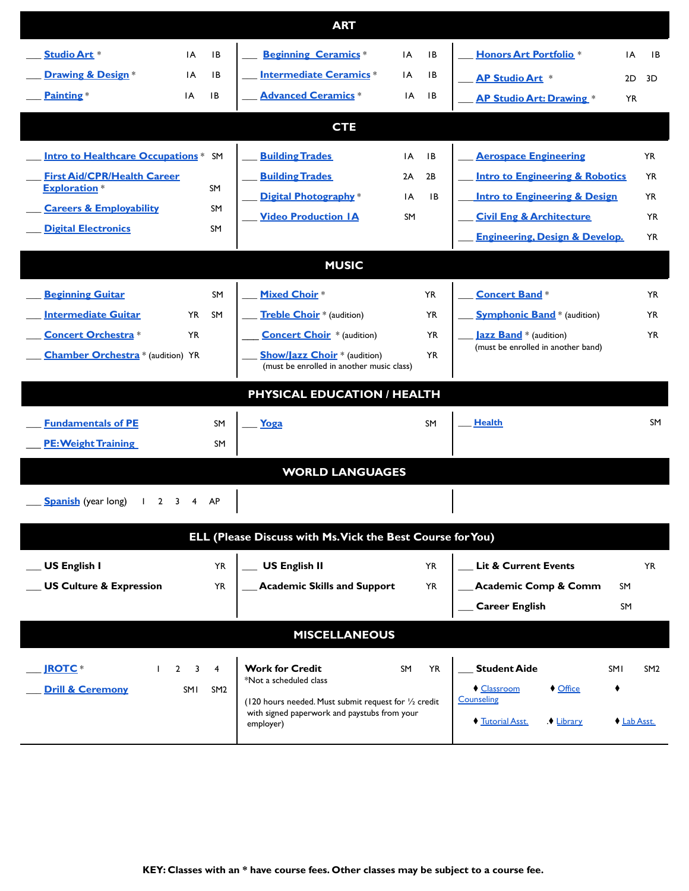## ART

| | | |
|---|---|---|
| ___ Studio Art * IA IB | ___ Beginning Ceramics * IA IB | ___ Honors Art Portfolio * IA IB |
| ___ Drawing & Design * IA IB | ___ Intermediate Ceramics * IA IB | ___ AP Studio Art * 2D 3D |
| ___ Painting * IA IB | ___ Advanced Ceramics * IA IB | ___ AP Studio Art: Drawing * YR |

## CTE

| | | |
|---|---|---|
| ___ Intro to Healthcare Occupations * SM | ___ Building Trades IA IB | ___ Aerospace Engineering YR |
| ___ First Aid/CPR/Health Career Exploration * SM | ___ Building Trades 2A 2B | ___ Intro to Engineering & Robotics YR |
| ___ Careers & Employability SM | ___ Digital Photography * IA IB | ___ Intro to Engineering & Design YR |
| ___ Digital Electronics SM | ___ Video Production IA SM | ___ Civil Eng & Architecture YR |
| | | ___ Engineering, Design & Develop. YR |

## MUSIC

| | | |
|---|---|---|
| ___ Beginning Guitar SM | ___ Mixed Choir * YR | ___ Concert Band * YR |
| ___ Intermediate Guitar YR SM | ___ Treble Choir * (audition) YR | ___ Symphonic Band * (audition) YR |
| ___ Concert Orchestra * YR | ___ Concert Choir * (audition) YR | ___ Jazz Band * (audition) YR (must be enrolled in another band) |
| ___ Chamber Orchestra * (audition) YR | ___ Show/Jazz Choir * (audition) YR (must be enrolled in another music class) | |

## PHYSICAL EDUCATION / HEALTH

| | | |
|---|---|---|
| ___ Fundamentals of PE SM | ___ Yoga SM | ___ Health SM |
| ___ PE: Weight Training SM | | |

## WORLD LANGUAGES

___ Spanish (year long) 1 2 3 4 AP

## ELL (Please Discuss with Ms. Vick the Best Course for You)

| | | |
|---|---|---|
| ___ **US English I** YR | ___ **US English II** YR | ___ **Lit & Current Events** YR |
| ___ **US Culture & Expression** YR | ___ **Academic Skills and Support** YR | ___ **Academic Comp & Comm** SM |
| | | ___ **Career English** SM |

## MISCELLANEOUS

| | | |
|---|---|---|
| ___ JROTC * 1 2 3 4 | **Work for Credit** SM YR | ___ **Student Aide** SM1 SM2 |
| ___ Drill & Ceremony SM1 SM2 | *Not a scheduled class<br>(120 hours needed. Must submit request for ½ credit with signed paperwork and paystubs from your employer) | ♦ Classroom ♦ Office ♦ Counseling<br>♦ Tutorial Asst. ♦ Library ♦ Lab Asst. |

**KEY: Classes with an * have course fees. Other classes may be subject to a course fee.**